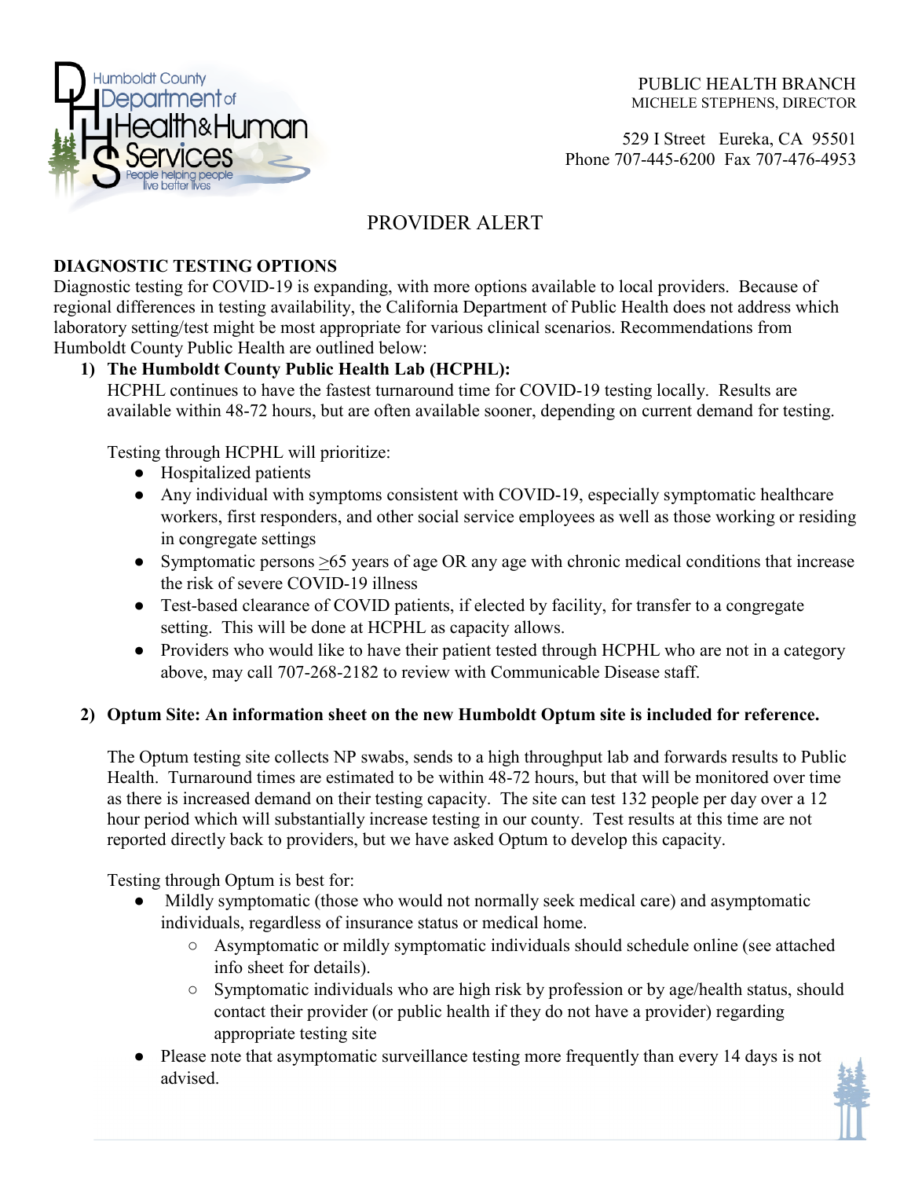Humboldt County Department of Health & Human Services
People helping people live better lives

PUBLIC HEALTH BRANCH
MICHELE STEPHENS, DIRECTOR

529 I Street Eureka, CA 95501
Phone 707-445-6200 Fax 707-476-4953

# PROVIDER ALERT

## DIAGNOSTIC TESTING OPTIONS

Diagnostic testing for COVID-19 is expanding, with more options available to local providers. Because of regional differences in testing availability, the California Department of Public Health does not address which laboratory setting/test might be most appropriate for various clinical scenarios. Recommendations from Humboldt County Public Health are outlined below:

1) **The Humboldt County Public Health Lab (HCPHL):**

   HCPHL continues to have the fastest turnaround time for COVID-19 testing locally. Results are available within 48-72 hours, but are often available sooner, depending on current demand for testing.

   Testing through HCPHL will prioritize:

   - Hospitalized patients
   - Any individual with symptoms consistent with COVID-19, especially symptomatic healthcare workers, first responders, and other social service employees as well as those working or residing in congregate settings
   - Symptomatic persons ≥65 years of age OR any age with chronic medical conditions that increase the risk of severe COVID-19 illness
   - Test-based clearance of COVID patients, if elected by facility, for transfer to a congregate setting. This will be done at HCPHL as capacity allows.
   - Providers who would like to have their patient tested through HCPHL who are not in a category above, may call 707-268-2182 to review with Communicable Disease staff.

2) **Optum Site: An information sheet on the new Humboldt Optum site is included for reference.**

   The Optum testing site collects NP swabs, sends to a high throughput lab and forwards results to Public Health. Turnaround times are estimated to be within 48-72 hours, but that will be monitored over time as there is increased demand on their testing capacity. The site can test 132 people per day over a 12 hour period which will substantially increase testing in our county. Test results at this time are not reported directly back to providers, but we have asked Optum to develop this capacity.

   Testing through Optum is best for:

   - Mildly symptomatic (those who would not normally seek medical care) and asymptomatic individuals, regardless of insurance status or medical home.
     - Asymptomatic or mildly symptomatic individuals should schedule online (see attached info sheet for details).
     - Symptomatic individuals who are high risk by profession or by age/health status, should contact their provider (or public health if they do not have a provider) regarding appropriate testing site
   - Please note that asymptomatic surveillance testing more frequently than every 14 days is not advised.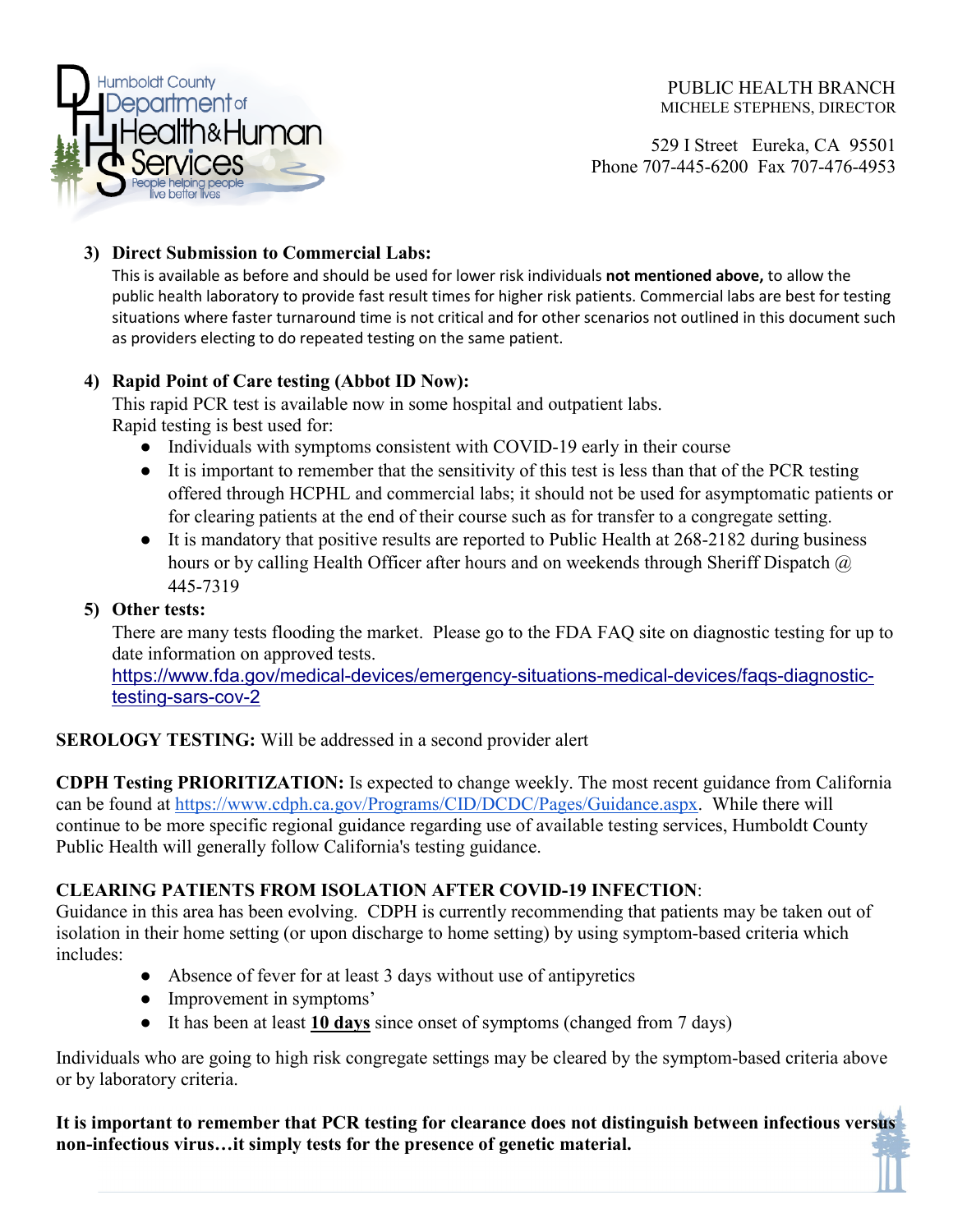3) **Direct Submission to Commercial Labs:**

   This is available as before and should be used for lower risk individuals **not mentioned above,** to allow the public health laboratory to provide fast result times for higher risk patients. Commercial labs are best for testing situations where faster turnaround time is not critical and for other scenarios not outlined in this document such as providers electing to do repeated testing on the same patient.

4) **Rapid Point of Care testing (Abbot ID Now):**

   This rapid PCR test is available now in some hospital and outpatient labs.
   Rapid testing is best used for:

   - Individuals with symptoms consistent with COVID-19 early in their course
   - It is important to remember that the sensitivity of this test is less than that of the PCR testing offered through HCPHL and commercial labs; it should not be used for asymptomatic patients or for clearing patients at the end of their course such as for transfer to a congregate setting.
   - It is mandatory that positive results are reported to Public Health at 268-2182 during business hours or by calling Health Officer after hours and on weekends through Sheriff Dispatch @ 445-7319

5) **Other tests:**

   There are many tests flooding the market. Please go to the FDA FAQ site on diagnostic testing for up to date information on approved tests.
   https://www.fda.gov/medical-devices/emergency-situations-medical-devices/faqs-diagnostic-testing-sars-cov-2

**SEROLOGY TESTING:** Will be addressed in a second provider alert

**CDPH Testing PRIORITIZATION:** Is expected to change weekly. The most recent guidance from California can be found at https://www.cdph.ca.gov/Programs/CID/DCDC/Pages/Guidance.aspx. While there will continue to be more specific regional guidance regarding use of available testing services, Humboldt County Public Health will generally follow California's testing guidance.

**CLEARING PATIENTS FROM ISOLATION AFTER COVID-19 INFECTION**:

Guidance in this area has been evolving. CDPH is currently recommending that patients may be taken out of isolation in their home setting (or upon discharge to home setting) by using symptom-based criteria which includes:

- Absence of fever for at least 3 days without use of antipyretics
- Improvement in symptoms'
- It has been at least **10 days** since onset of symptoms (changed from 7 days)

Individuals who are going to high risk congregate settings may be cleared by the symptom-based criteria above or by laboratory criteria.

**It is important to remember that PCR testing for clearance does not distinguish between infectious versus non-infectious virus…it simply tests for the presence of genetic material.**